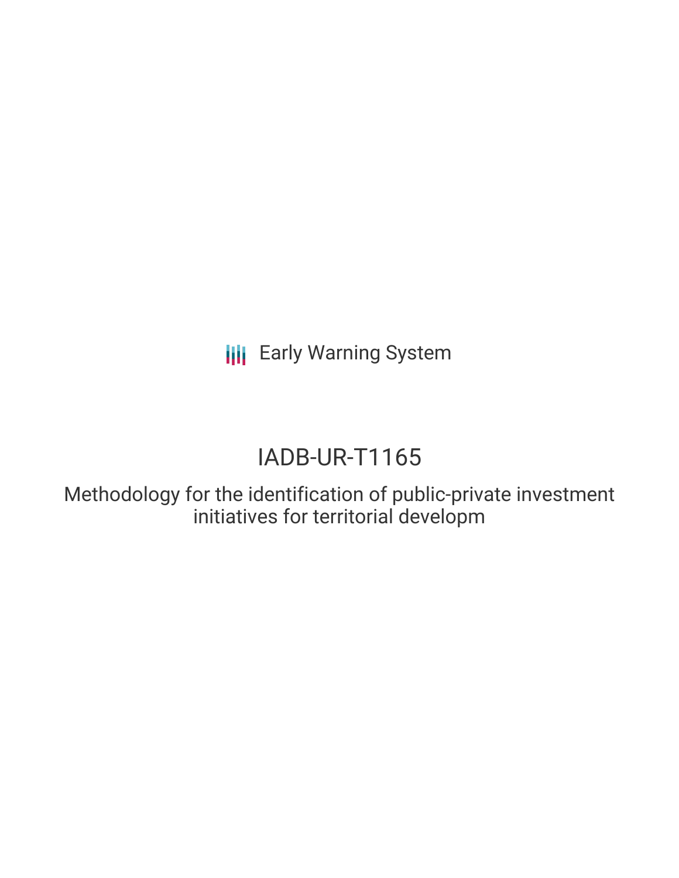Early Warning System

# IADB-UR-T1165

## Methodology for the identification of public-private investment initiatives for territorial developm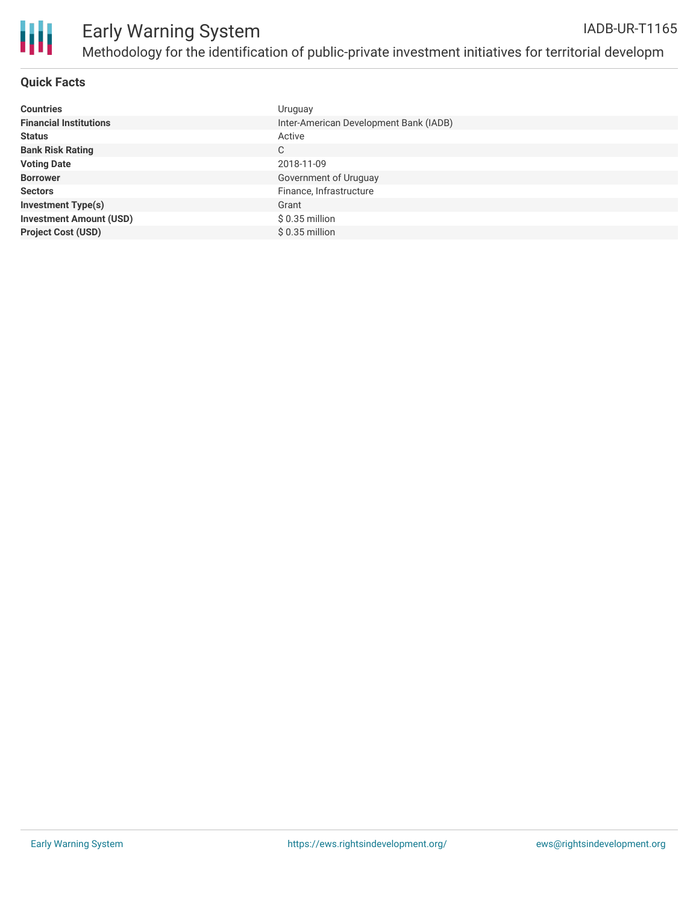# Early Warning System

IADB-UR-T1165

## Methodology for the identification of public-private investment initiatives for territorial developm

### Quick Facts

| | |
|---|---|
| **Countries** | Uruguay |
| **Financial Institutions** | Inter-American Development Bank (IADB) |
| **Status** | Active |
| **Bank Risk Rating** | C |
| **Voting Date** | 2018-11-09 |
| **Borrower** | Government of Uruguay |
| **Sectors** | Finance, Infrastructure |
| **Investment Type(s)** | Grant |
| **Investment Amount (USD)** | $ 0.35 million |
| **Project Cost (USD)** | $ 0.35 million |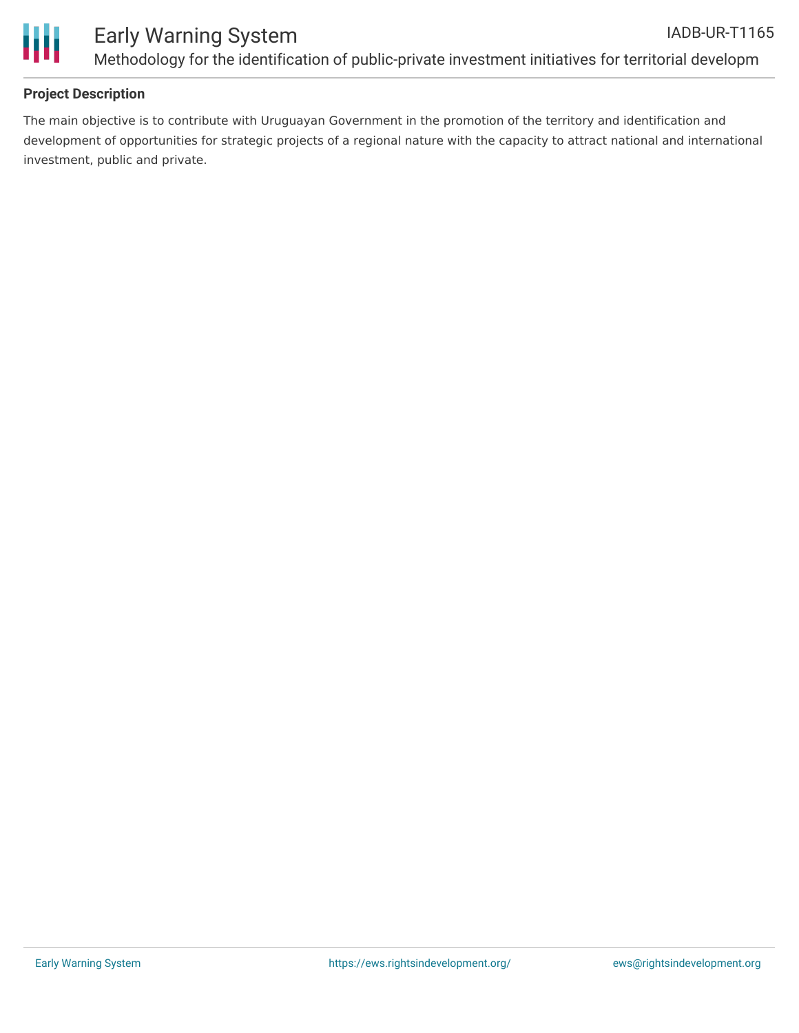## Project Description

The main objective is to contribute with Uruguayan Government in the promotion of the territory and identification and development of opportunities for strategic projects of a regional nature with the capacity to attract national and international investment, public and private.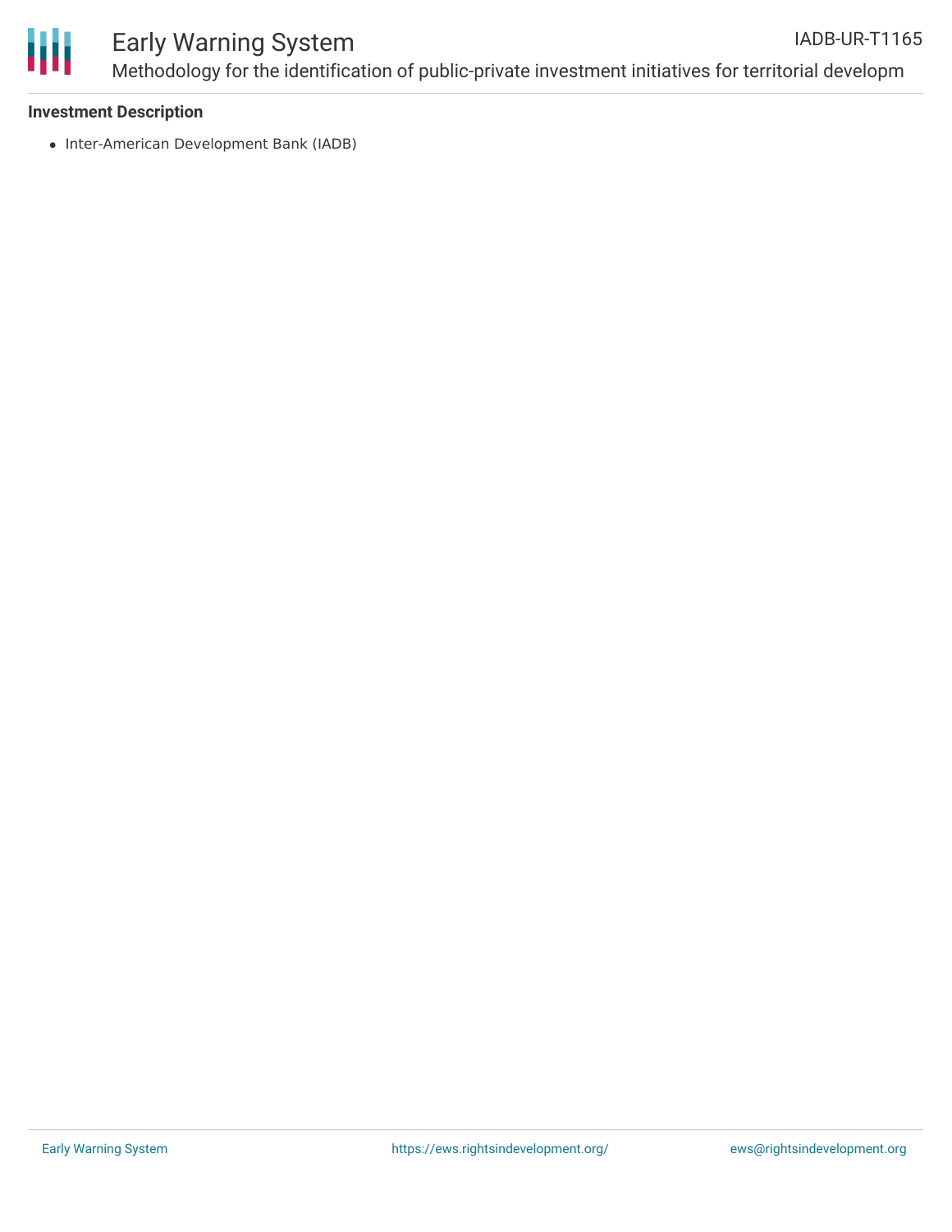**Investment Description**

- Inter-American Development Bank (IADB)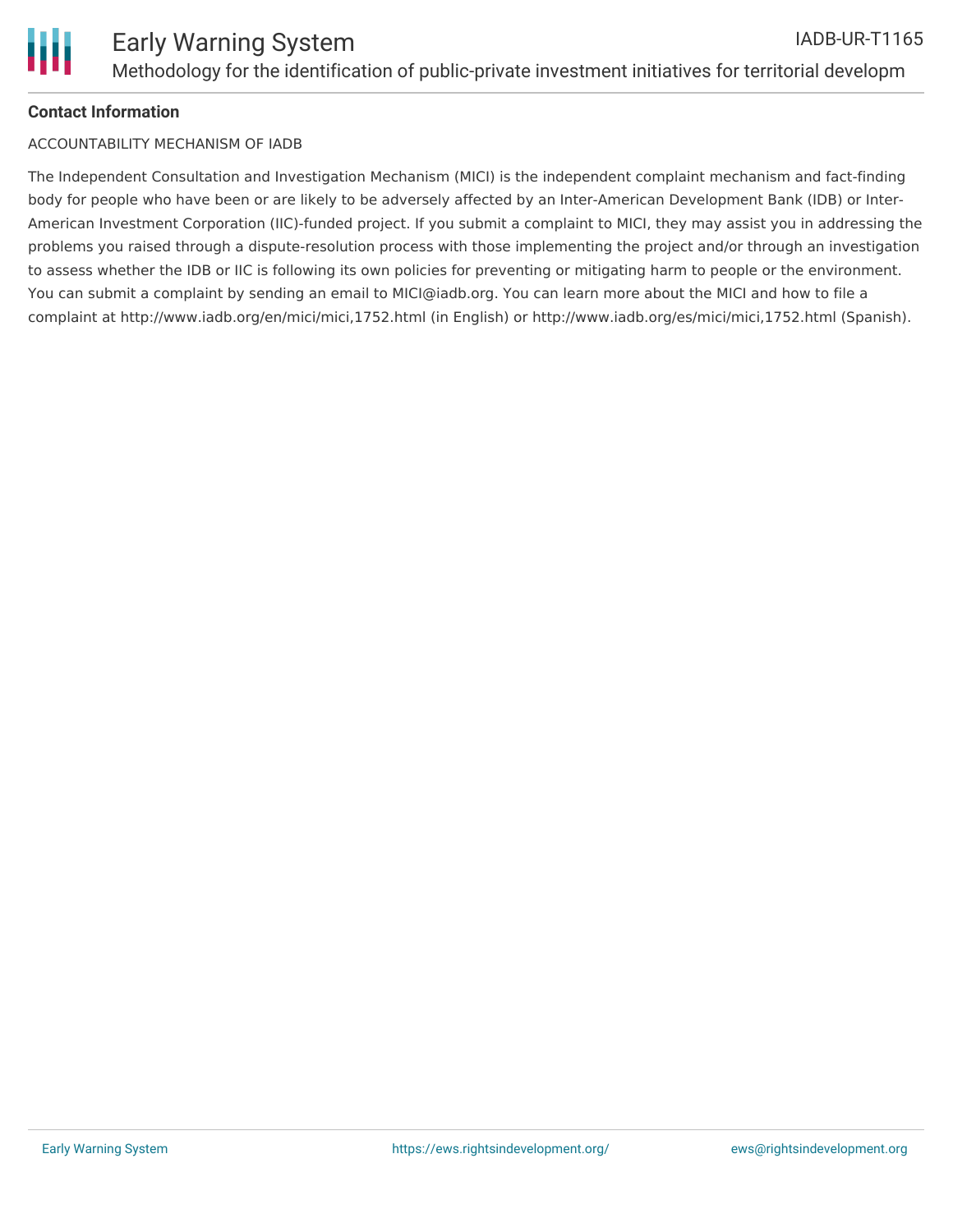**Contact Information**

ACCOUNTABILITY MECHANISM OF IADB

The Independent Consultation and Investigation Mechanism (MICI) is the independent complaint mechanism and fact-finding body for people who have been or are likely to be adversely affected by an Inter-American Development Bank (IDB) or Inter-American Investment Corporation (IIC)-funded project. If you submit a complaint to MICI, they may assist you in addressing the problems you raised through a dispute-resolution process with those implementing the project and/or through an investigation to assess whether the IDB or IIC is following its own policies for preventing or mitigating harm to people or the environment. You can submit a complaint by sending an email to MICI@iadb.org. You can learn more about the MICI and how to file a complaint at http://www.iadb.org/en/mici/mici,1752.html (in English) or http://www.iadb.org/es/mici/mici,1752.html (Spanish).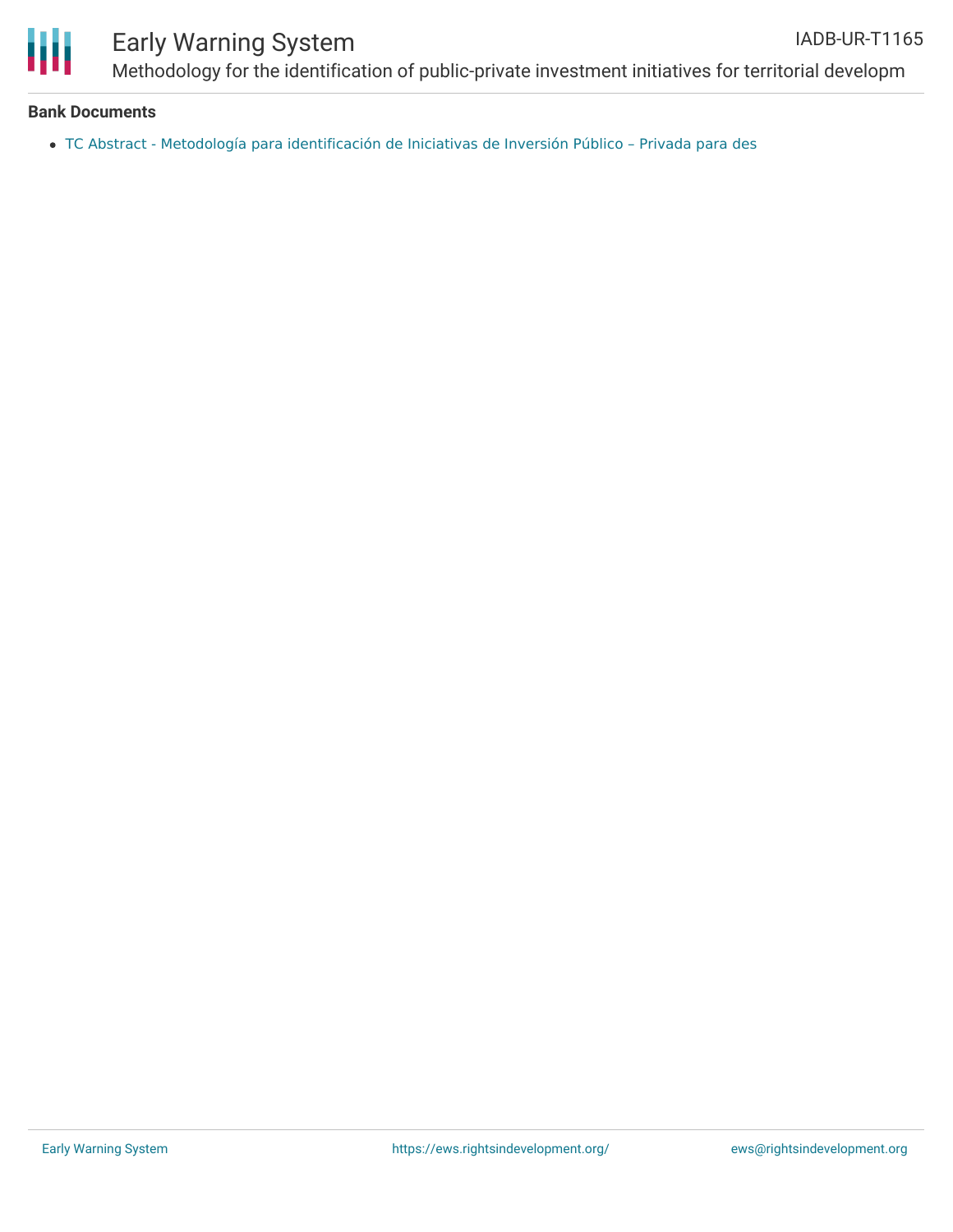**Bank Documents**

- TC Abstract - Metodología para identificación de Iniciativas de Inversión Público – Privada para des